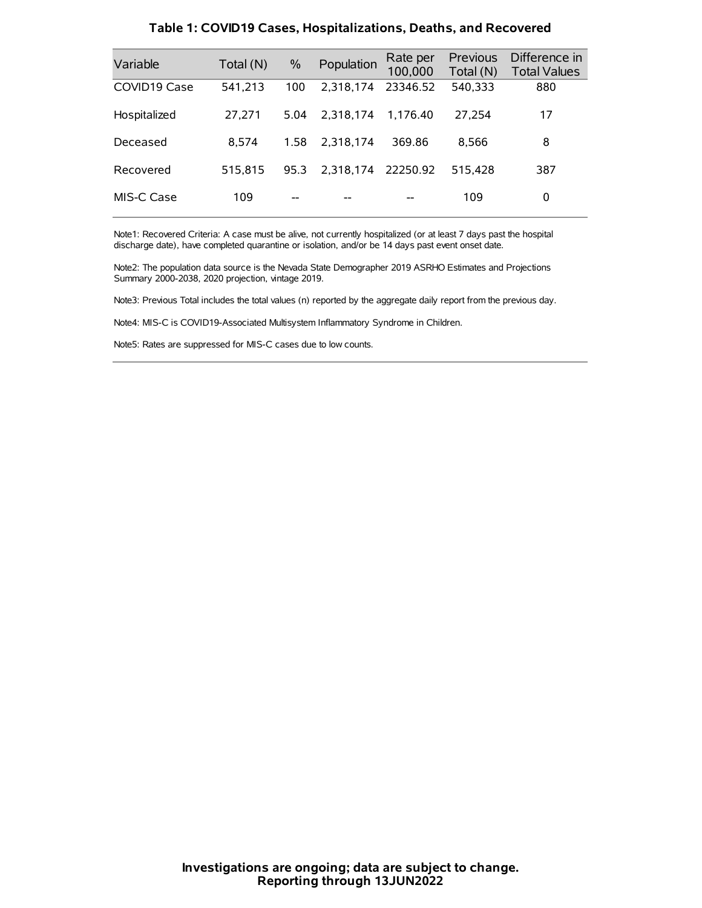## Table 1: COVID19 Cases, Hospitalizations, Deaths, and Recovered

| Variable | Total (N) | % | Population | Rate per 100,000 | Previous Total (N) | Difference in Total Values |
|---|---|---|---|---|---|---|
| COVID19 Case | 541,213 | 100 | 2,318,174 | 23346.52 | 540,333 | 880 |
| Hospitalized | 27,271 | 5.04 | 2,318,174 | 1,176.40 | 27,254 | 17 |
| Deceased | 8,574 | 1.58 | 2,318,174 | 369.86 | 8,566 | 8 |
| Recovered | 515,815 | 95.3 | 2,318,174 | 22250.92 | 515,428 | 387 |
| MIS-C Case | 109 | -- | -- | -- | 109 | 0 |

Note1: Recovered Criteria: A case must be alive, not currently hospitalized (or at least 7 days past the hospital discharge date), have completed quarantine or isolation, and/or be 14 days past event onset date.

Note2: The population data source is the Nevada State Demographer 2019 ASRHO Estimates and Projections Summary 2000-2038, 2020 projection, vintage 2019.

Note3: Previous Total includes the total values (n) reported by the aggregate daily report from the previous day.

Note4: MIS-C is COVID19-Associated Multisystem Inflammatory Syndrome in Children.

Note5: Rates are suppressed for MIS-C cases due to low counts.

**Investigations are ongoing; data are subject to change.**
**Reporting through 13JUN2022**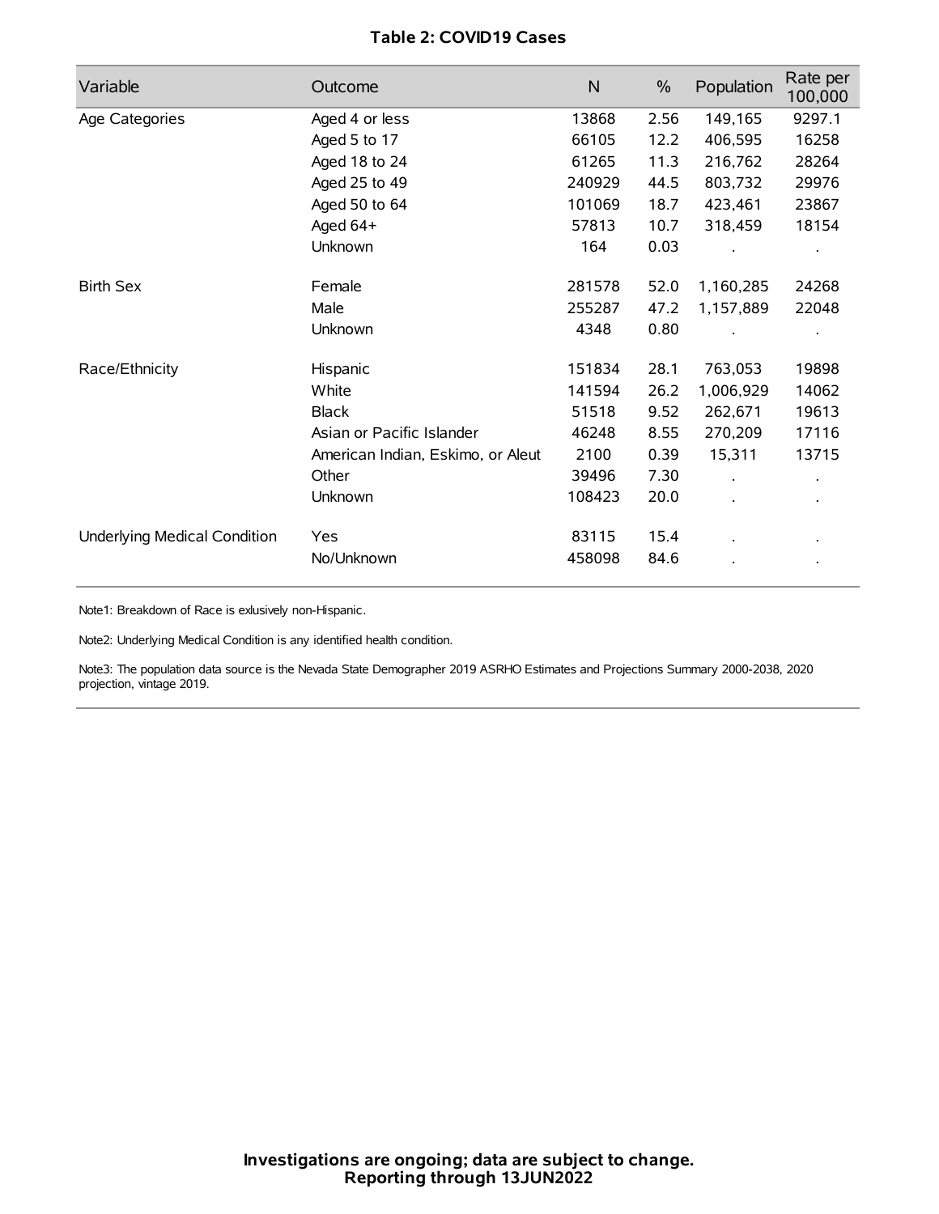**Table 2: COVID19 Cases**

| Variable | Outcome | N | % | Population | Rate per 100,000 |
|---|---|---|---|---|---|
| Age Categories | Aged 4 or less | 13868 | 2.56 | 149,165 | 9297.1 |
| | Aged 5 to 17 | 66105 | 12.2 | 406,595 | 16258 |
| | Aged 18 to 24 | 61265 | 11.3 | 216,762 | 28264 |
| | Aged 25 to 49 | 240929 | 44.5 | 803,732 | 29976 |
| | Aged 50 to 64 | 101069 | 18.7 | 423,461 | 23867 |
| | Aged 64+ | 57813 | 10.7 | 318,459 | 18154 |
| | Unknown | 164 | 0.03 | . | . |
| Birth Sex | Female | 281578 | 52.0 | 1,160,285 | 24268 |
| | Male | 255287 | 47.2 | 1,157,889 | 22048 |
| | Unknown | 4348 | 0.80 | . | . |
| Race/Ethnicity | Hispanic | 151834 | 28.1 | 763,053 | 19898 |
| | White | 141594 | 26.2 | 1,006,929 | 14062 |
| | Black | 51518 | 9.52 | 262,671 | 19613 |
| | Asian or Pacific Islander | 46248 | 8.55 | 270,209 | 17116 |
| | American Indian, Eskimo, or Aleut | 2100 | 0.39 | 15,311 | 13715 |
| | Other | 39496 | 7.30 | . | . |
| | Unknown | 108423 | 20.0 | . | . |
| Underlying Medical Condition | Yes | 83115 | 15.4 | . | . |
| | No/Unknown | 458098 | 84.6 | . | . |

Note1: Breakdown of Race is exlusively non-Hispanic.

Note2: Underlying Medical Condition is any identified health condition.

Note3: The population data source is the Nevada State Demographer 2019 ASRHO Estimates and Projections Summary 2000-2038, 2020 projection, vintage 2019.

**Investigations are ongoing; data are subject to change.**
**Reporting through 13JUN2022**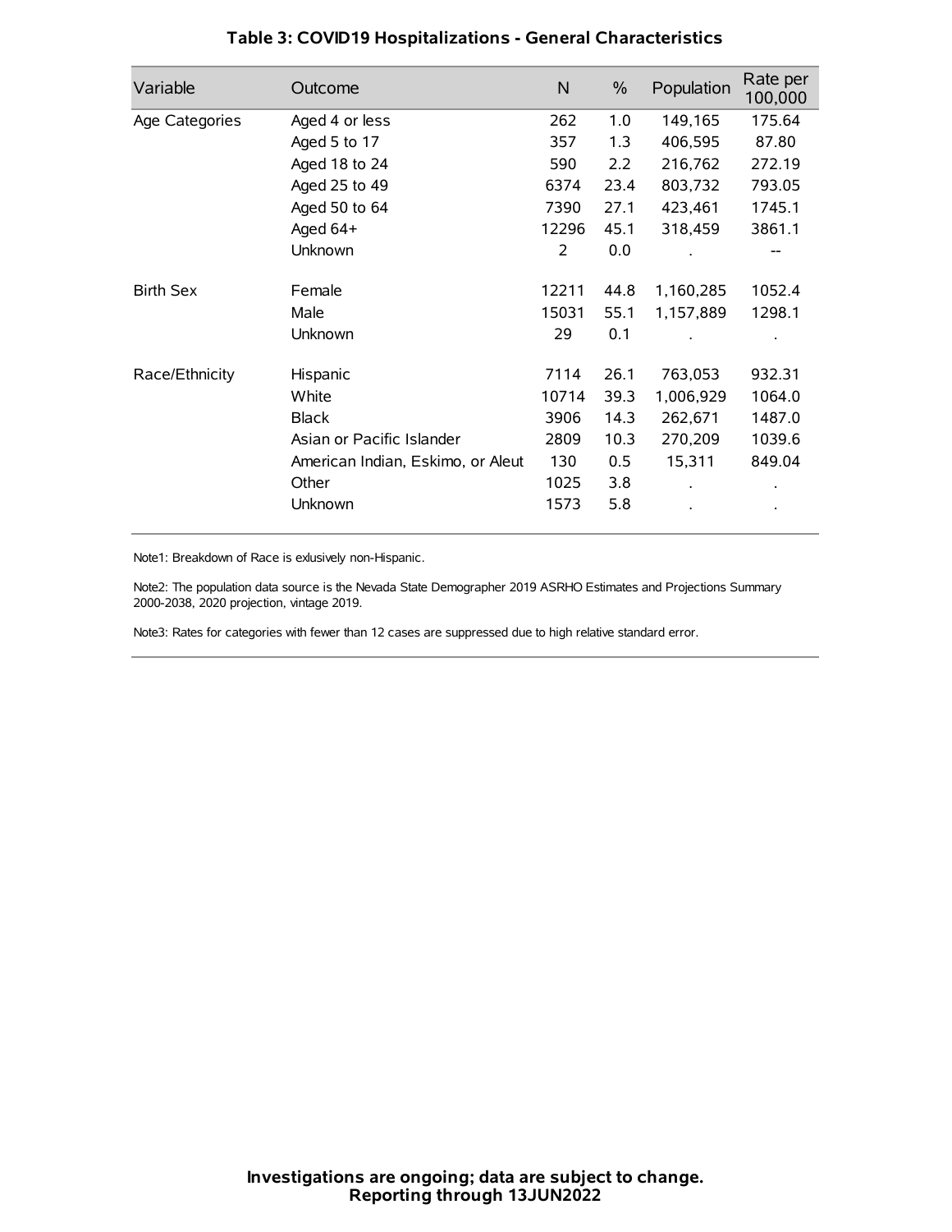## Table 3: COVID19 Hospitalizations - General Characteristics

| Variable | Outcome | N | % | Population | Rate per 100,000 |
|---|---|---|---|---|---|
| Age Categories | Aged 4 or less | 262 | 1.0 | 149,165 | 175.64 |
| | Aged 5 to 17 | 357 | 1.3 | 406,595 | 87.80 |
| | Aged 18 to 24 | 590 | 2.2 | 216,762 | 272.19 |
| | Aged 25 to 49 | 6374 | 23.4 | 803,732 | 793.05 |
| | Aged 50 to 64 | 7390 | 27.1 | 423,461 | 1745.1 |
| | Aged 64+ | 12296 | 45.1 | 318,459 | 3861.1 |
| | Unknown | 2 | 0.0 | . | -- |
| Birth Sex | Female | 12211 | 44.8 | 1,160,285 | 1052.4 |
| | Male | 15031 | 55.1 | 1,157,889 | 1298.1 |
| | Unknown | 29 | 0.1 | . | . |
| Race/Ethnicity | Hispanic | 7114 | 26.1 | 763,053 | 932.31 |
| | White | 10714 | 39.3 | 1,006,929 | 1064.0 |
| | Black | 3906 | 14.3 | 262,671 | 1487.0 |
| | Asian or Pacific Islander | 2809 | 10.3 | 270,209 | 1039.6 |
| | American Indian, Eskimo, or Aleut | 130 | 0.5 | 15,311 | 849.04 |
| | Other | 1025 | 3.8 | . | . |
| | Unknown | 1573 | 5.8 | . | . |

Note1: Breakdown of Race is exlusively non-Hispanic.

Note2: The population data source is the Nevada State Demographer 2019 ASRHO Estimates and Projections Summary 2000-2038, 2020 projection, vintage 2019.

Note3: Rates for categories with fewer than 12 cases are suppressed due to high relative standard error.

**Investigations are ongoing; data are subject to change.**
**Reporting through 13JUN2022**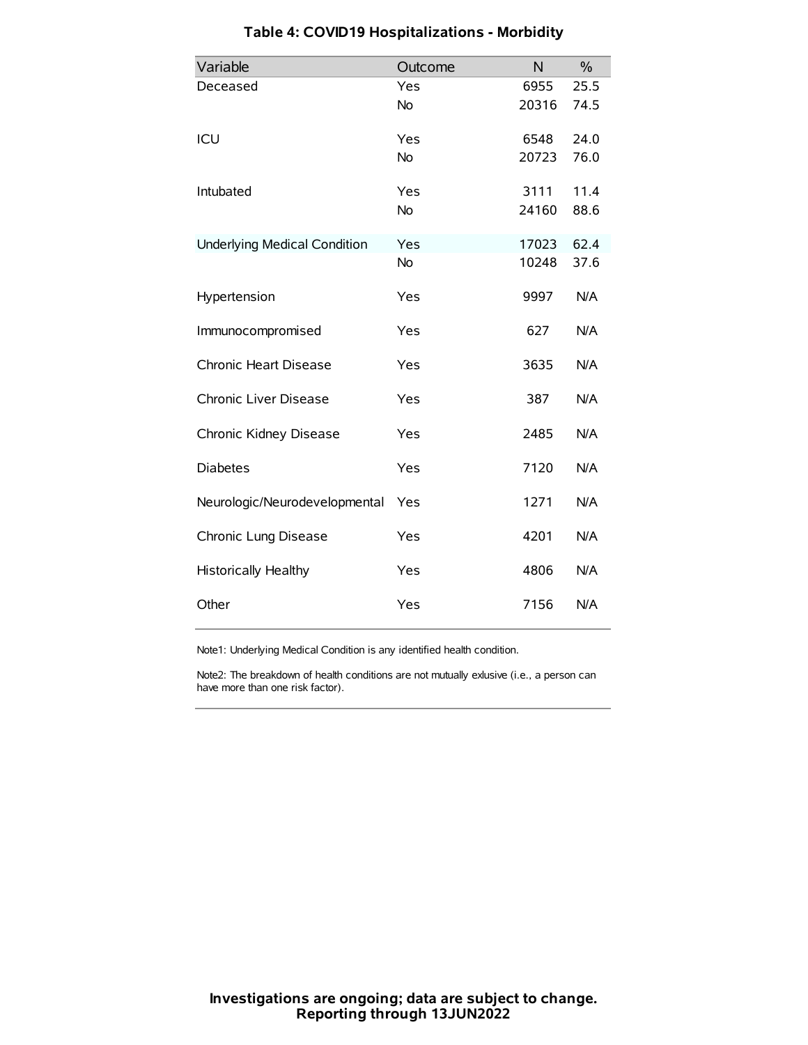# Table 4: COVID19 Hospitalizations - Morbidity

| Variable | Outcome | N | % |
|---|---|---|---|
| Deceased | Yes | 6955 | 25.5 |
| | No | 20316 | 74.5 |
| ICU | Yes | 6548 | 24.0 |
| | No | 20723 | 76.0 |
| Intubated | Yes | 3111 | 11.4 |
| | No | 24160 | 88.6 |
| Underlying Medical Condition | Yes | 17023 | 62.4 |
| | No | 10248 | 37.6 |
| Hypertension | Yes | 9997 | N/A |
| Immunocompromised | Yes | 627 | N/A |
| Chronic Heart Disease | Yes | 3635 | N/A |
| Chronic Liver Disease | Yes | 387 | N/A |
| Chronic Kidney Disease | Yes | 2485 | N/A |
| Diabetes | Yes | 7120 | N/A |
| Neurologic/Neurodevelopmental | Yes | 1271 | N/A |
| Chronic Lung Disease | Yes | 4201 | N/A |
| Historically Healthy | Yes | 4806 | N/A |
| Other | Yes | 7156 | N/A |

Note1: Underlying Medical Condition is any identified health condition.

Note2: The breakdown of health conditions are not mutually exlusive (i.e., a person can have more than one risk factor).

**Investigations are ongoing; data are subject to change.**
**Reporting through 13JUN2022**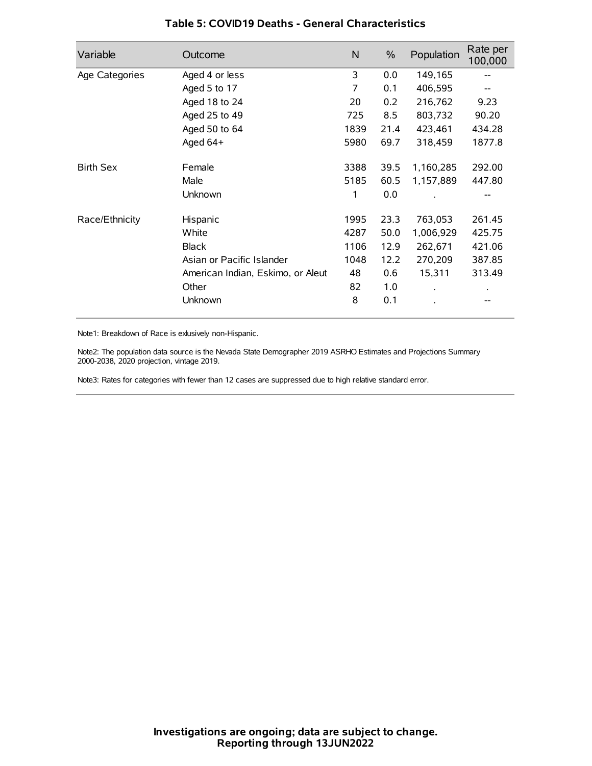# Table 5: COVID19 Deaths - General Characteristics

| Variable | Outcome | N | % | Population | Rate per 100,000 |
|---|---|---|---|---|---|
| Age Categories | Aged 4 or less | 3 | 0.0 | 149,165 | -- |
| | Aged 5 to 17 | 7 | 0.1 | 406,595 | -- |
| | Aged 18 to 24 | 20 | 0.2 | 216,762 | 9.23 |
| | Aged 25 to 49 | 725 | 8.5 | 803,732 | 90.20 |
| | Aged 50 to 64 | 1839 | 21.4 | 423,461 | 434.28 |
| | Aged 64+ | 5980 | 69.7 | 318,459 | 1877.8 |
| Birth Sex | Female | 3388 | 39.5 | 1,160,285 | 292.00 |
| | Male | 5185 | 60.5 | 1,157,889 | 447.80 |
| | Unknown | 1 | 0.0 | . | -- |
| Race/Ethnicity | Hispanic | 1995 | 23.3 | 763,053 | 261.45 |
| | White | 4287 | 50.0 | 1,006,929 | 425.75 |
| | Black | 1106 | 12.9 | 262,671 | 421.06 |
| | Asian or Pacific Islander | 1048 | 12.2 | 270,209 | 387.85 |
| | American Indian, Eskimo, or Aleut | 48 | 0.6 | 15,311 | 313.49 |
| | Other | 82 | 1.0 | . | . |
| | Unknown | 8 | 0.1 | . | -- |

Note1: Breakdown of Race is exlusively non-Hispanic.

Note2: The population data source is the Nevada State Demographer 2019 ASRHO Estimates and Projections Summary 2000-2038, 2020 projection, vintage 2019.

Note3: Rates for categories with fewer than 12 cases are suppressed due to high relative standard error.

**Investigations are ongoing; data are subject to change.**
**Reporting through 13JUN2022**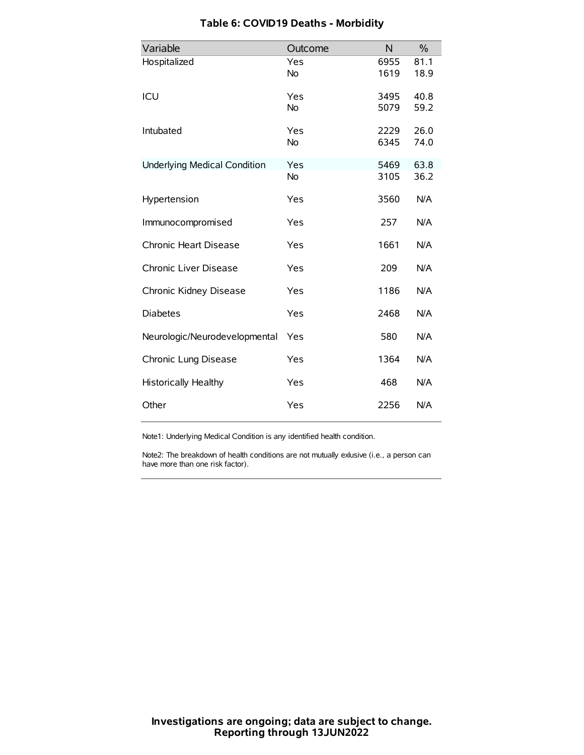## Table 6: COVID19 Deaths - Morbidity

| Variable | Outcome | N | % |
|---|---|---|---|
| Hospitalized | Yes | 6955 | 81.1 |
| | No | 1619 | 18.9 |
| ICU | Yes | 3495 | 40.8 |
| | No | 5079 | 59.2 |
| Intubated | Yes | 2229 | 26.0 |
| | No | 6345 | 74.0 |
| Underlying Medical Condition | Yes | 5469 | 63.8 |
| | No | 3105 | 36.2 |
| Hypertension | Yes | 3560 | N/A |
| Immunocompromised | Yes | 257 | N/A |
| Chronic Heart Disease | Yes | 1661 | N/A |
| Chronic Liver Disease | Yes | 209 | N/A |
| Chronic Kidney Disease | Yes | 1186 | N/A |
| Diabetes | Yes | 2468 | N/A |
| Neurologic/Neurodevelopmental | Yes | 580 | N/A |
| Chronic Lung Disease | Yes | 1364 | N/A |
| Historically Healthy | Yes | 468 | N/A |
| Other | Yes | 2256 | N/A |

Note1: Underlying Medical Condition is any identified health condition.

Note2: The breakdown of health conditions are not mutually exlusive (i.e., a person can have more than one risk factor).

**Investigations are ongoing; data are subject to change.**
**Reporting through 13JUN2022**